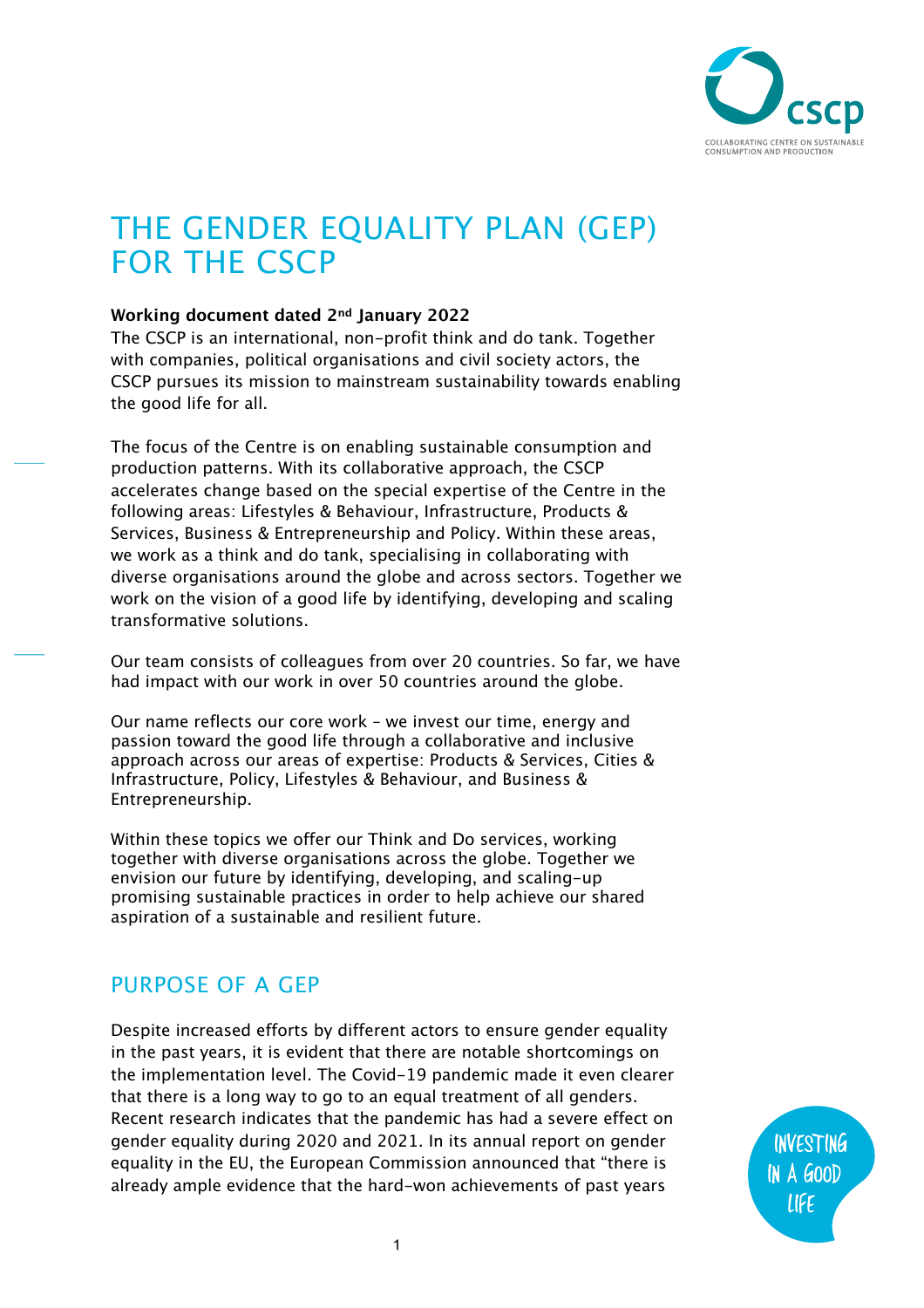# THE GENDER EQUALITY PLAN (GEP) FOR THE CSCP

**Working document dated 2nd January 2022**

The CSCP is an international, non-profit think and do tank. Together with companies, political organisations and civil society actors, the CSCP pursues its mission to mainstream sustainability towards enabling the good life for all.

The focus of the Centre is on enabling sustainable consumption and production patterns. With its collaborative approach, the CSCP accelerates change based on the special expertise of the Centre in the following areas: Lifestyles & Behaviour, Infrastructure, Products & Services, Business & Entrepreneurship and Policy. Within these areas, we work as a think and do tank, specialising in collaborating with diverse organisations around the globe and across sectors. Together we work on the vision of a good life by identifying, developing and scaling transformative solutions.

Our team consists of colleagues from over 20 countries. So far, we have had impact with our work in over 50 countries around the globe.

Our name reflects our core work – we invest our time, energy and passion toward the good life through a collaborative and inclusive approach across our areas of expertise: Products & Services, Cities & Infrastructure, Policy, Lifestyles & Behaviour, and Business & Entrepreneurship.

Within these topics we offer our Think and Do services, working together with diverse organisations across the globe. Together we envision our future by identifying, developing, and scaling-up promising sustainable practices in order to help achieve our shared aspiration of a sustainable and resilient future.

## PURPOSE OF A GEP

Despite increased efforts by different actors to ensure gender equality in the past years, it is evident that there are notable shortcomings on the implementation level. The Covid-19 pandemic made it even clearer that there is a long way to go to an equal treatment of all genders. Recent research indicates that the pandemic has had a severe effect on gender equality during 2020 and 2021. In its annual report on gender equality in the EU, the European Commission announced that "there is already ample evidence that the hard-won achievements of past years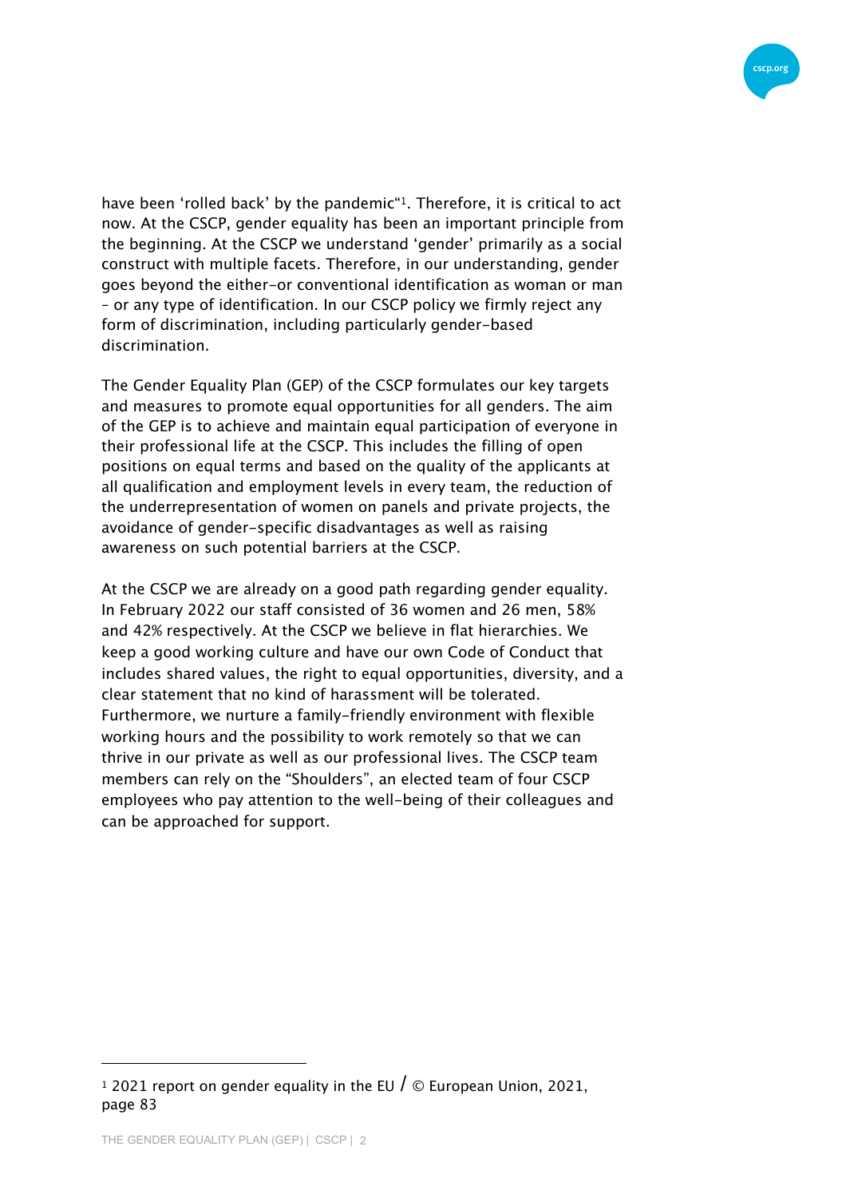have been 'rolled back' by the pandemic“[1]. Therefore, it is critical to act now. At the CSCP, gender equality has been an important principle from the beginning. At the CSCP we understand 'gender' primarily as a social construct with multiple facets. Therefore, in our understanding, gender goes beyond the either-or conventional identification as woman or man - or any type of identification. In our CSCP policy we firmly reject any form of discrimination, including particularly gender-based discrimination.

The Gender Equality Plan (GEP) of the CSCP formulates our key targets and measures to promote equal opportunities for all genders. The aim of the GEP is to achieve and maintain equal participation of everyone in their professional life at the CSCP. This includes the filling of open positions on equal terms and based on the quality of the applicants at all qualification and employment levels in every team, the reduction of the underrepresentation of women on panels and private projects, the avoidance of gender-specific disadvantages as well as raising awareness on such potential barriers at the CSCP.

At the CSCP we are already on a good path regarding gender equality. In February 2022 our staff consisted of 36 women and 26 men, 58% and 42% respectively. At the CSCP we believe in flat hierarchies. We keep a good working culture and have our own Code of Conduct that includes shared values, the right to equal opportunities, diversity, and a clear statement that no kind of harassment will be tolerated. Furthermore, we nurture a family-friendly environment with flexible working hours and the possibility to work remotely so that we can thrive in our private as well as our professional lives. The CSCP team members can rely on the "Shoulders", an elected team of four CSCP employees who pay attention to the well-being of their colleagues and can be approached for support.

---

[1] 2021 report on gender equality in the EU / © European Union, 2021, page 83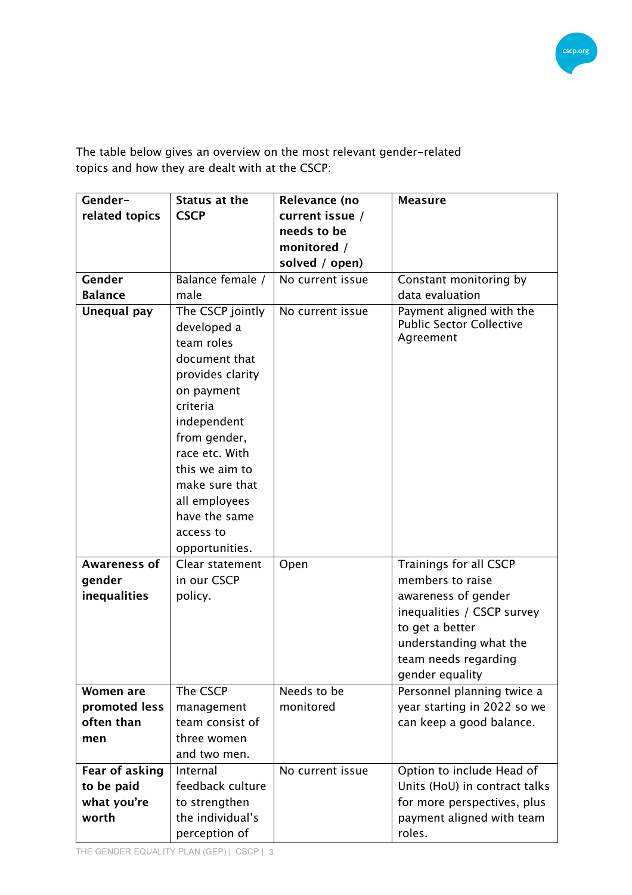The table below gives an overview on the most relevant gender-related topics and how they are dealt with at the CSCP:

| Gender-related topics | Status at the CSCP | Relevance (no current issue / needs to be monitored / solved / open) | Measure |
|---|---|---|---|
| **Gender Balance** | Balance female / male | No current issue | Constant monitoring by data evaluation |
| **Unequal pay** | The CSCP jointly developed a team roles document that provides clarity on payment criteria independent from gender, race etc. With this we aim to make sure that all employees have the same access to opportunities. | No current issue | Payment aligned with the Public Sector Collective Agreement |
| **Awareness of gender inequalities** | Clear statement in our CSCP policy. | Open | Trainings for all CSCP members to raise awareness of gender inequalities / CSCP survey to get a better understanding what the team needs regarding gender equality |
| **Women are promoted less often than men** | The CSCP management team consist of three women and two men. | Needs to be monitored | Personnel planning twice a year starting in 2022 so we can keep a good balance. |
| **Fear of asking to be paid what you're worth** | Internal feedback culture to strengthen the individual's perception of | No current issue | Option to include Head of Units (HoU) in contract talks for more perspectives, plus payment aligned with team roles. |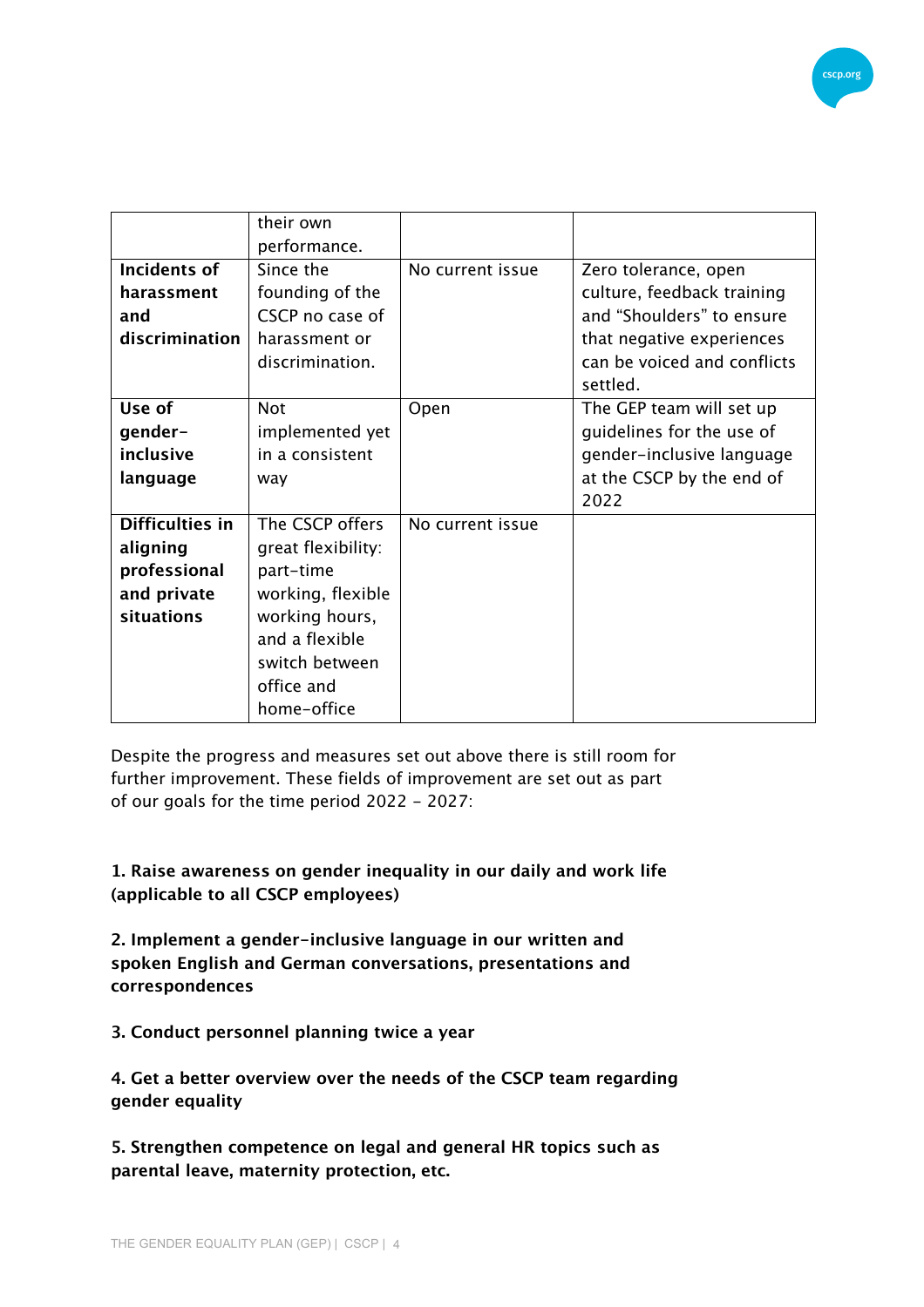| | | | |
|---|---|---|---|
| | their own performance. | | |
| **Incidents of harassment and discrimination** | Since the founding of the CSCP no case of harassment or discrimination. | No current issue | Zero tolerance, open culture, feedback training and "Shoulders" to ensure that negative experiences can be voiced and conflicts settled. |
| **Use of gender-inclusive language** | Not implemented yet in a consistent way | Open | The GEP team will set up guidelines for the use of gender-inclusive language at the CSCP by the end of 2022 |
| **Difficulties in aligning professional and private situations** | The CSCP offers great flexibility: part-time working, flexible working hours, and a flexible switch between office and home-office | No current issue | |

Despite the progress and measures set out above there is still room for further improvement. These fields of improvement are set out as part of our goals for the time period 2022 – 2027:

**1. Raise awareness on gender inequality in our daily and work life (applicable to all CSCP employees)**

**2. Implement a gender-inclusive language in our written and spoken English and German conversations, presentations and correspondences**

**3. Conduct personnel planning twice a year**

**4. Get a better overview over the needs of the CSCP team regarding gender equality**

**5. Strengthen competence on legal and general HR topics such as parental leave, maternity protection, etc.**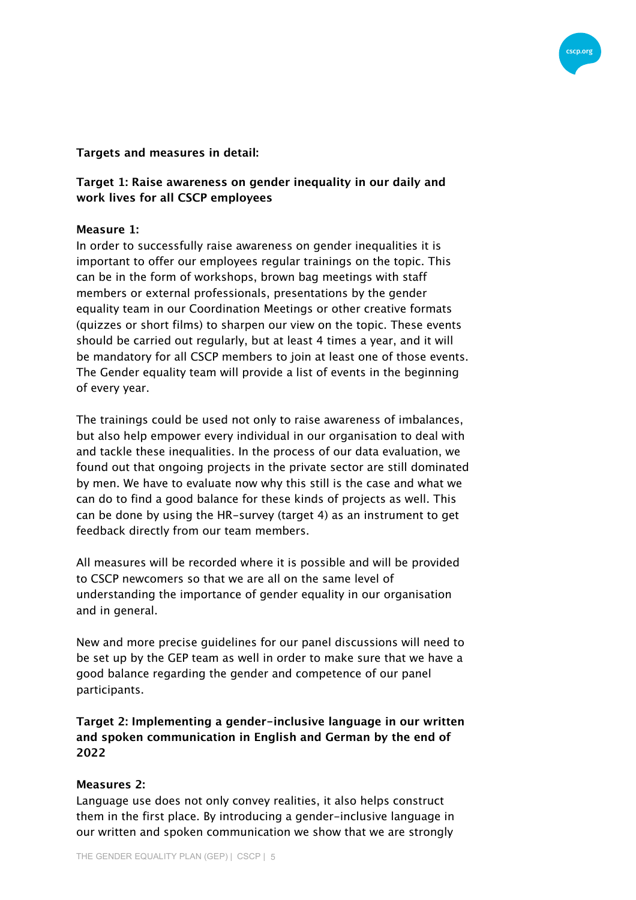**Targets and measures in detail:**

**Target 1: Raise awareness on gender inequality in our daily and work lives for all CSCP employees**

**Measure 1:**

In order to successfully raise awareness on gender inequalities it is important to offer our employees regular trainings on the topic. This can be in the form of workshops, brown bag meetings with staff members or external professionals, presentations by the gender equality team in our Coordination Meetings or other creative formats (quizzes or short films) to sharpen our view on the topic. These events should be carried out regularly, but at least 4 times a year, and it will be mandatory for all CSCP members to join at least one of those events. The Gender equality team will provide a list of events in the beginning of every year.

The trainings could be used not only to raise awareness of imbalances, but also help empower every individual in our organisation to deal with and tackle these inequalities. In the process of our data evaluation, we found out that ongoing projects in the private sector are still dominated by men. We have to evaluate now why this still is the case and what we can do to find a good balance for these kinds of projects as well. This can be done by using the HR-survey (target 4) as an instrument to get feedback directly from our team members.

All measures will be recorded where it is possible and will be provided to CSCP newcomers so that we are all on the same level of understanding the importance of gender equality in our organisation and in general.

New and more precise guidelines for our panel discussions will need to be set up by the GEP team as well in order to make sure that we have a good balance regarding the gender and competence of our panel participants.

**Target 2: Implementing a gender-inclusive language in our written and spoken communication in English and German by the end of 2022**

**Measures 2:**

Language use does not only convey realities, it also helps construct them in the first place. By introducing a gender-inclusive language in our written and spoken communication we show that we are strongly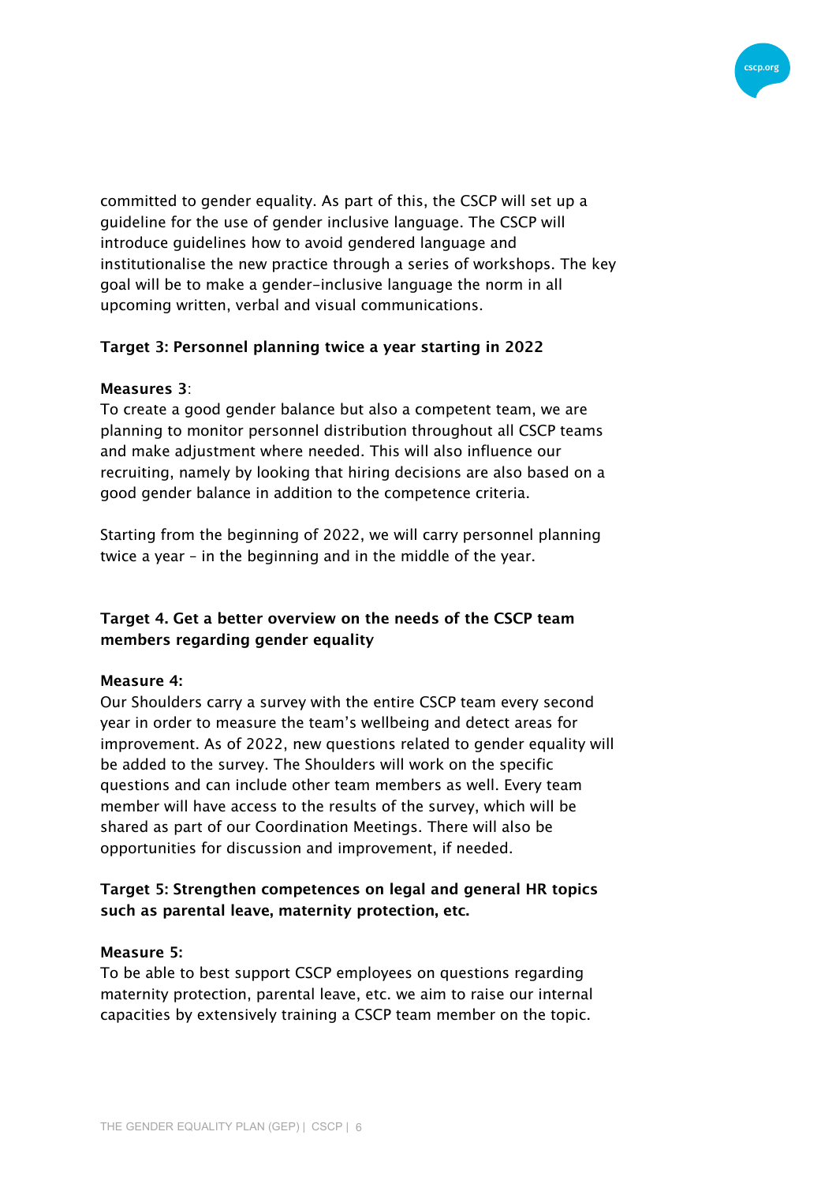committed to gender equality. As part of this, the CSCP will set up a guideline for the use of gender inclusive language. The CSCP will introduce guidelines how to avoid gendered language and institutionalise the new practice through a series of workshops. The key goal will be to make a gender-inclusive language the norm in all upcoming written, verbal and visual communications.

**Target 3: Personnel planning twice a year starting in 2022**

**Measures 3**:
To create a good gender balance but also a competent team, we are planning to monitor personnel distribution throughout all CSCP teams and make adjustment where needed. This will also influence our recruiting, namely by looking that hiring decisions are also based on a good gender balance in addition to the competence criteria.

Starting from the beginning of 2022, we will carry personnel planning twice a year – in the beginning and in the middle of the year.

**Target 4. Get a better overview on the needs of the CSCP team members regarding gender equality**

**Measure 4:**
Our Shoulders carry a survey with the entire CSCP team every second year in order to measure the team's wellbeing and detect areas for improvement. As of 2022, new questions related to gender equality will be added to the survey. The Shoulders will work on the specific questions and can include other team members as well. Every team member will have access to the results of the survey, which will be shared as part of our Coordination Meetings. There will also be opportunities for discussion and improvement, if needed.

**Target 5: Strengthen competences on legal and general HR topics such as parental leave, maternity protection, etc.**

**Measure 5:**
To be able to best support CSCP employees on questions regarding maternity protection, parental leave, etc. we aim to raise our internal capacities by extensively training a CSCP team member on the topic.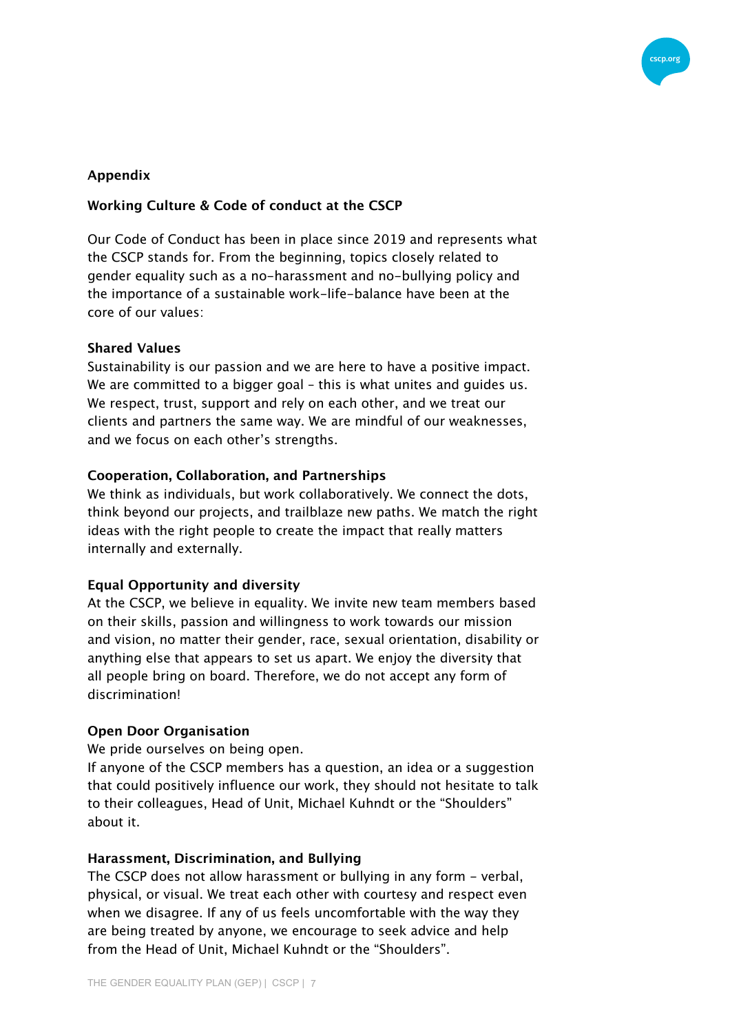## Appendix

### Working Culture & Code of conduct at the CSCP

Our Code of Conduct has been in place since 2019 and represents what the CSCP stands for. From the beginning, topics closely related to gender equality such as a no-harassment and no-bullying policy and the importance of a sustainable work-life-balance have been at the core of our values:

**Shared Values**
Sustainability is our passion and we are here to have a positive impact. We are committed to a bigger goal – this is what unites and guides us. We respect, trust, support and rely on each other, and we treat our clients and partners the same way. We are mindful of our weaknesses, and we focus on each other's strengths.

**Cooperation, Collaboration, and Partnerships**
We think as individuals, but work collaboratively. We connect the dots, think beyond our projects, and trailblaze new paths. We match the right ideas with the right people to create the impact that really matters internally and externally.

**Equal Opportunity and diversity**
At the CSCP, we believe in equality. We invite new team members based on their skills, passion and willingness to work towards our mission and vision, no matter their gender, race, sexual orientation, disability or anything else that appears to set us apart. We enjoy the diversity that all people bring on board. Therefore, we do not accept any form of discrimination!

**Open Door Organisation**
We pride ourselves on being open.
If anyone of the CSCP members has a question, an idea or a suggestion that could positively influence our work, they should not hesitate to talk to their colleagues, Head of Unit, Michael Kuhndt or the "Shoulders" about it.

**Harassment, Discrimination, and Bullying**
The CSCP does not allow harassment or bullying in any form – verbal, physical, or visual. We treat each other with courtesy and respect even when we disagree. If any of us feels uncomfortable with the way they are being treated by anyone, we encourage to seek advice and help from the Head of Unit, Michael Kuhndt or the "Shoulders".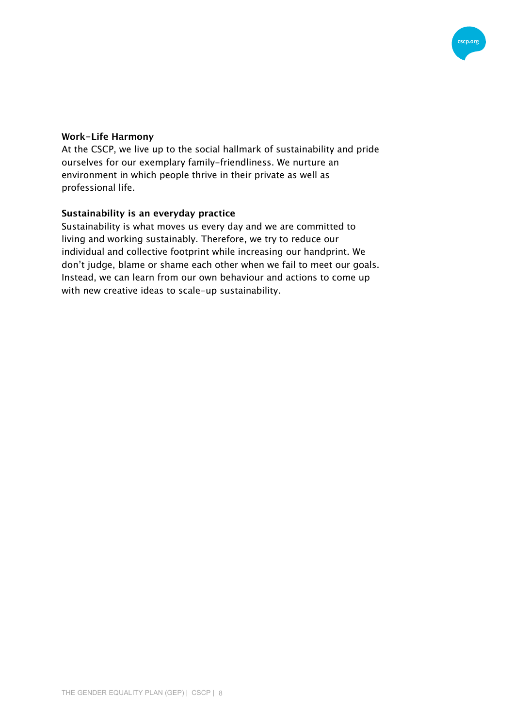**Work-Life Harmony**

At the CSCP, we live up to the social hallmark of sustainability and pride ourselves for our exemplary family-friendliness. We nurture an environment in which people thrive in their private as well as professional life.

**Sustainability is an everyday practice**

Sustainability is what moves us every day and we are committed to living and working sustainably. Therefore, we try to reduce our individual and collective footprint while increasing our handprint. We don't judge, blame or shame each other when we fail to meet our goals. Instead, we can learn from our own behaviour and actions to come up with new creative ideas to scale-up sustainability.